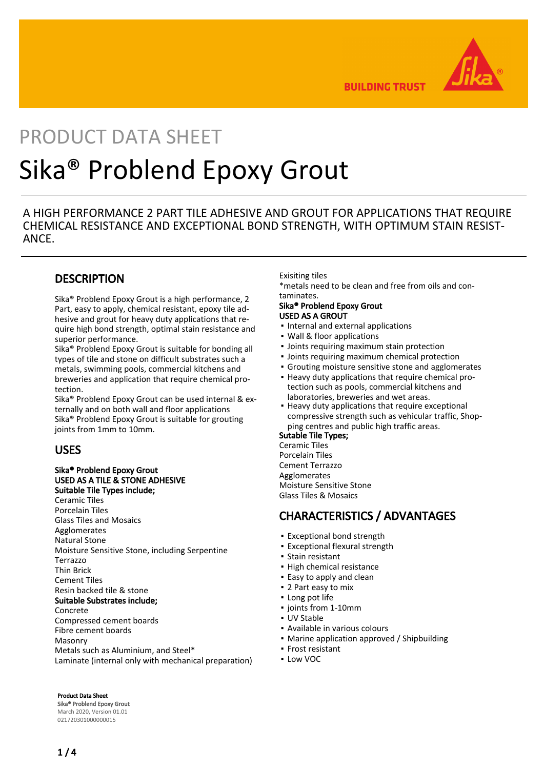PRODUCT DATA SHEET

# Sika® Problend Epoxy Grout

A HIGH PERFORMANCE 2 PART TILE ADHESIVE AND GROUT FOR APPLICATIONS THAT REQUIRE CHEMICAL RESISTANCE AND EXCEPTIONAL BOND STRENGTH, WITH OPTIMUM STAIN RESISTANCE.

## DESCRIPTION

Sika® Problend Epoxy Grout is a high performance, 2 Part, easy to apply, chemical resistant, epoxy tile adhesive and grout for heavy duty applications that require high bond strength, optimal stain resistance and superior performance.
Sika® Problend Epoxy Grout is suitable for bonding all types of tile and stone on difficult substrates such a metals, swimming pools, commercial kitchens and breweries and application that require chemical protection.
Sika® Problend Epoxy Grout can be used internal & externally and on both wall and floor applications
Sika® Problend Epoxy Grout is suitable for grouting joints from 1mm to 10mm.

## USES

**Sika® Problend Epoxy Grout**
**USED AS A TILE & STONE ADHESIVE**
**Suitable Tile Types include;**
Ceramic Tiles
Porcelain Tiles
Glass Tiles and Mosaics
Agglomerates
Natural Stone
Moisture Sensitive Stone, including Serpentine
Terrazzo
Thin Brick
Cement Tiles
Resin backed tile & stone
**Suitable Substrates include;**
Concrete
Compressed cement boards
Fibre cement boards
Masonry
Metals such as Aluminium, and Steel*
Laminate (internal only with mechanical preparation)
Exisiting tiles
*metals need to be clean and free from oils and contaminates.
**Sika® Problend Epoxy Grout**
**USED AS A GROUT**

- Internal and external applications
- Wall & floor applications
- Joints requiring maximum stain protection
- Joints requiring maximum chemical protection
- Grouting moisture sensitive stone and agglomerates
- Heavy duty applications that require chemical protection such as pools, commercial kitchens and laboratories, breweries and wet areas.
- Heavy duty applications that require exceptional compressive strength such as vehicular traffic, Shopping centres and public high traffic areas.

**Sutable Tile Types;**
Ceramic Tiles
Porcelain Tiles
Cement Terrazzo
Agglomerates
Moisture Sensitive Stone
Glass Tiles & Mosaics

## CHARACTERISTICS / ADVANTAGES

- Exceptional bond strength
- Exceptional flexural strength
- Stain resistant
- High chemical resistance
- Easy to apply and clean
- 2 Part easy to mix
- Long pot life
- joints from 1-10mm
- UV Stable
- Available in various colours
- Marine application approved / Shipbuilding
- Frost resistant
- Low VOC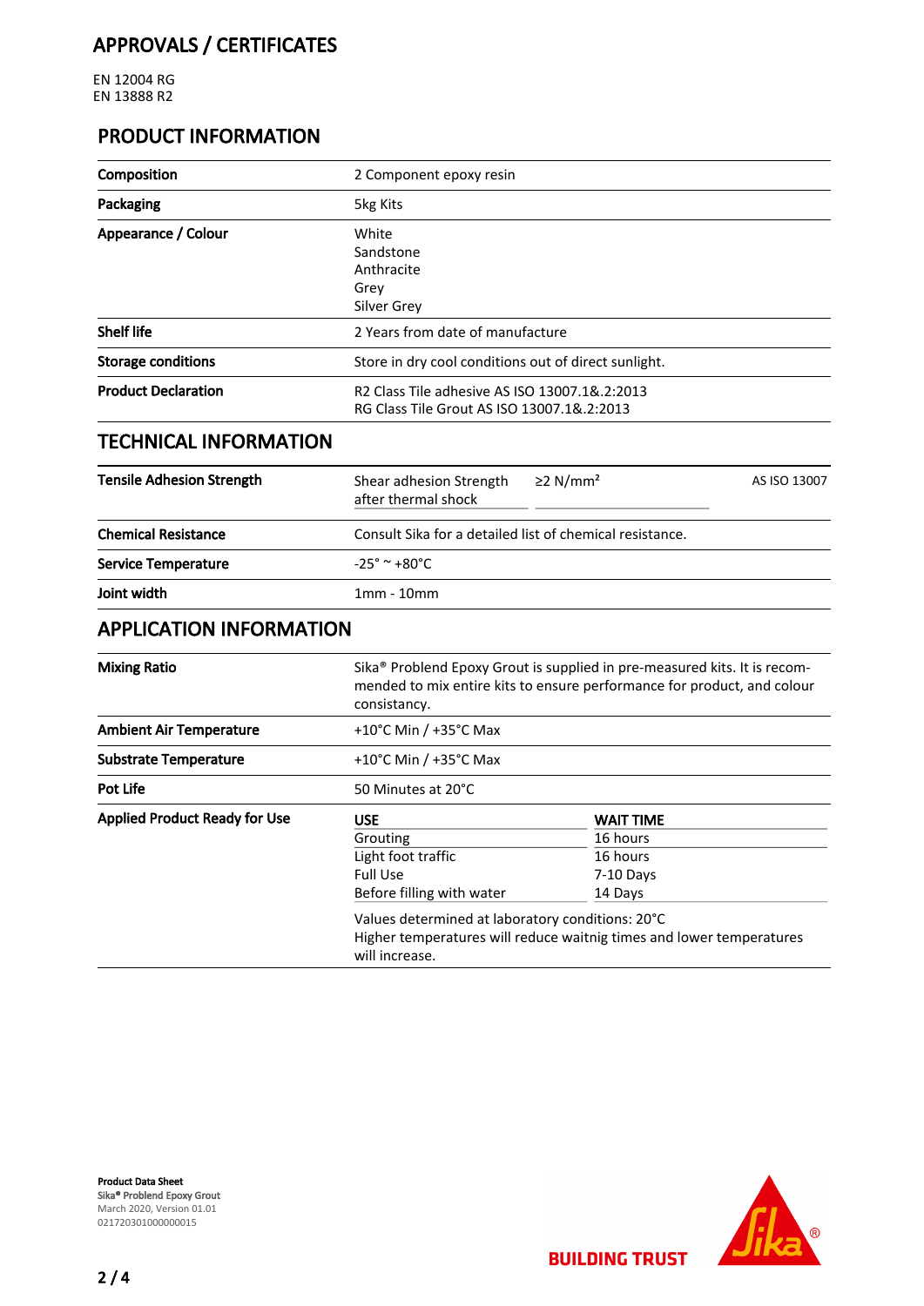## APPROVALS / CERTIFICATES

EN 12004 RG
EN 13888 R2

## PRODUCT INFORMATION

| | |
|---|---|
| **Composition** | 2 Component epoxy resin |
| **Packaging** | 5kg Kits |
| **Appearance / Colour** | White<br>Sandstone<br>Anthracite<br>Grey<br>Silver Grey |
| **Shelf life** | 2 Years from date of manufacture |
| **Storage conditions** | Store in dry cool conditions out of direct sunlight. |
| **Product Declaration** | R2 Class Tile adhesive AS ISO 13007.1&.2:2013<br>RG Class Tile Grout AS ISO 13007.1&.2:2013 |

## TECHNICAL INFORMATION

| | | | |
|---|---|---|---|
| **Tensile Adhesion Strength** | Shear adhesion Strength after thermal shock | ≥2 N/mm² | AS ISO 13007 |
| **Chemical Resistance** | Consult Sika for a detailed list of chemical resistance. | | |
| **Service Temperature** | -25° ~ +80°C | | |
| **Joint width** | 1mm - 10mm | | |

## APPLICATION INFORMATION

| | |
|---|---|
| **Mixing Ratio** | Sika® Problend Epoxy Grout is supplied in pre-measured kits. It is recommended to mix entire kits to ensure performance for product, and colour consistancy. |
| **Ambient Air Temperature** | +10°C Min / +35°C Max |
| **Substrate Temperature** | +10°C Min / +35°C Max |
| **Pot Life** | 50 Minutes at 20°C |

**Applied Product Ready for Use**

| **USE** | **WAIT TIME** |
|---|---|
| Grouting | 16 hours |
| Light foot traffic | 16 hours |
| Full Use | 7-10 Days |
| Before filling with water | 14 Days |

Values determined at laboratory conditions: 20°C
Higher temperatures will reduce waitnig times and lower temperatures will increase.

**Product Data Sheet**
**Sika® Problend Epoxy Grout**
March 2020, Version 01.01
021720301000000015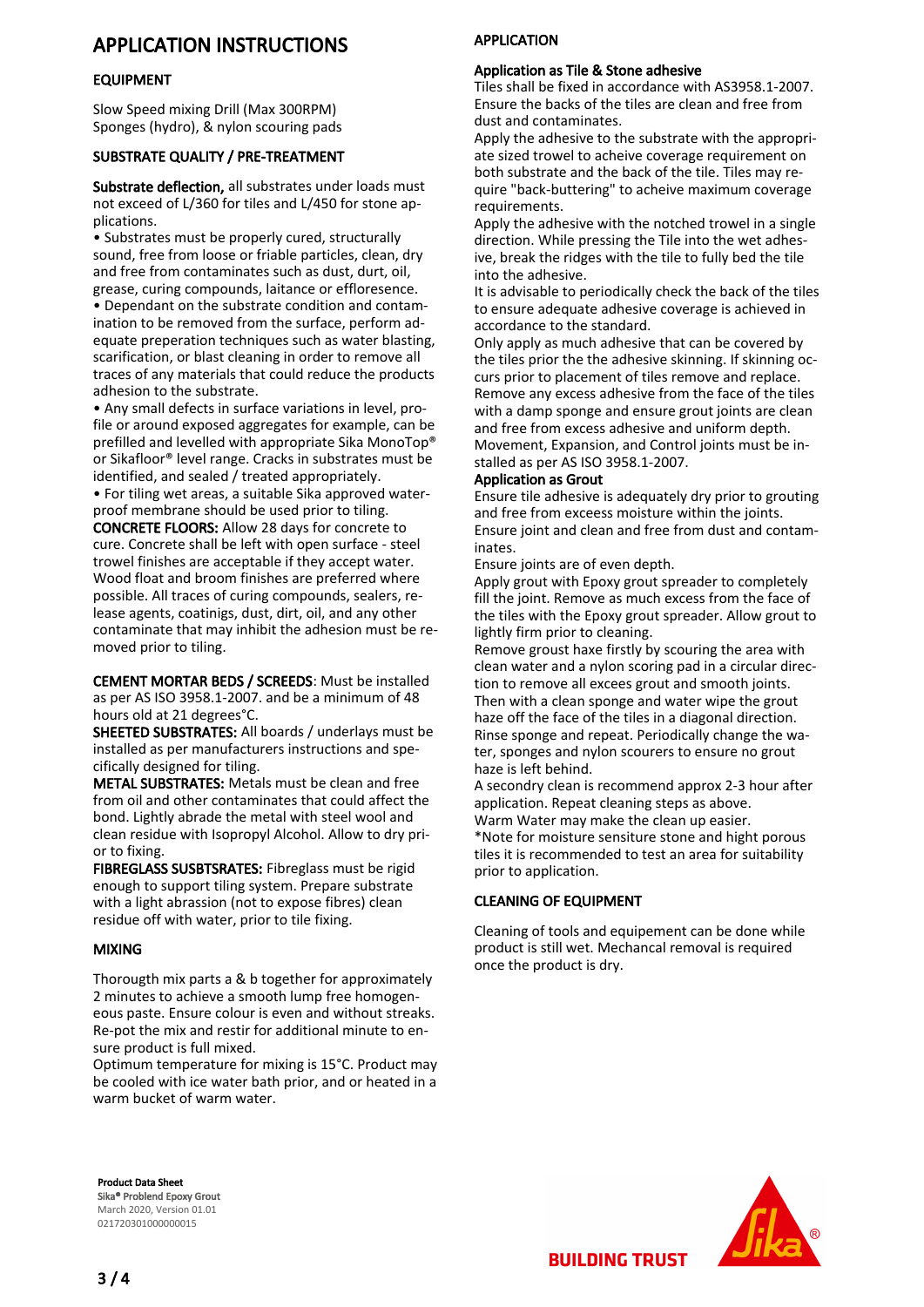# APPLICATION INSTRUCTIONS

## EQUIPMENT

Slow Speed mixing Drill (Max 300RPM)
Sponges (hydro), & nylon scouring pads

## SUBSTRATE QUALITY / PRE-TREATMENT

**Substrate deflection,** all substrates under loads must not exceed of L/360 for tiles and L/450 for stone applications.

- Substrates must be properly cured, structurally sound, free from loose or friable particles, clean, dry and free from contaminates such as dust, durt, oil, grease, curing compounds, laitance or effloresence.
- Dependant on the substrate condition and contamination to be removed from the surface, perform adequate preperation techniques such as water blasting, scarification, or blast cleaning in order to remove all traces of any materials that could reduce the products adhesion to the substrate.
- Any small defects in surface variations in level, profile or around exposed aggregates for example, can be prefilled and levelled with appropriate Sika MonoTop® or Sikafloor® level range. Cracks in substrates must be identified, and sealed / treated appropriately.
- For tiling wet areas, a suitable Sika approved waterproof membrane should be used prior to tiling.

**CONCRETE FLOORS:** Allow 28 days for concrete to cure. Concrete shall be left with open surface - steel trowel finishes are acceptable if they accept water. Wood float and broom finishes are preferred where possible. All traces of curing compounds, sealers, release agents, coatings, dust, dirt, oil, and any other contaminate that may inhibit the adhesion must be removed prior to tiling.

**CEMENT MORTAR BEDS / SCREEDS**: Must be installed as per AS ISO 3958.1-2007. and be a minimum of 48 hours old at 21 degrees°C.
**SHEETED SUBSTRATES:** All boards / underlays must be installed as per manufacturers instructions and specifically designed for tiling.
**METAL SUBSTRATES:** Metals must be clean and free from oil and other contaminates that could affect the bond. Lightly abrade the metal with steel wool and clean residue with Isopropyl Alcohol. Allow to dry prior to fixing.
**FIBREGLASS SUSBTSRATES:** Fibreglass must be rigid enough to support tiling system. Prepare substrate with a light abrassion (not to expose fibres) clean residue off with water, prior to tile fixing.

## MIXING

Thorougth mix parts a & b together for approximately 2 minutes to achieve a smooth lump free homogeneous paste. Ensure colour is even and without streaks. Re-pot the mix and restir for additional minute to ensure product is full mixed.
Optimum temperature for mixing is 15°C. Product may be cooled with ice water bath prior, and or heated in a warm bucket of warm water.

## APPLICATION

**Application as Tile & Stone adhesive**
Tiles shall be fixed in accordance with AS3958.1-2007. Ensure the backs of the tiles are clean and free from dust and contaminates.
Apply the adhesive to the substrate with the appropriate sized trowel to acheive coverage requirement on both substrate and the back of the tile. Tiles may require "back-buttering" to acheive maximum coverage requirements.
Apply the adhesive with the notched trowel in a single direction. While pressing the Tile into the wet adhesive, break the ridges with the tile to fully bed the tile into the adhesive.
It is advisable to periodically check the back of the tiles to ensure adequate adhesive coverage is achieved in accordance to the standard.
Only apply as much adhesive that can be covered by the tiles prior the the adhesive skinning. If skinning occurs prior to placement of tiles remove and replace. Remove any excess adhesive from the face of the tiles with a damp sponge and ensure grout joints are clean and free from excess adhesive and uniform depth. Movement, Expansion, and Control joints must be installed as per AS ISO 3958.1-2007.
**Application as Grout**
Ensure tile adhesive is adequately dry prior to grouting and free from exceess moisture within the joints.
Ensure joint and clean and free from dust and contaminates.
Ensure joints are of even depth.
Apply grout with Epoxy grout spreader to completely fill the joint. Remove as much excess from the face of the tiles with the Epoxy grout spreader. Allow grout to lightly firm prior to cleaning.
Remove groust haxe firstly by scouring the area with clean water and a nylon scoring pad in a circular direction to remove all excees grout and smooth joints.
Then with a clean sponge and water wipe the grout haze off the face of the tiles in a diagonal direction. Rinse sponge and repeat. Periodically change the water, sponges and nylon scourers to ensure no grout haze is left behind.
A secondry clean is recommend approx 2-3 hour after application. Repeat cleaning steps as above.
Warm Water may make the clean up easier.
*Note for moisture sensiture stone and hight porous tiles it is recommended to test an area for suitability prior to application.

## CLEANING OF EQUIPMENT

Cleaning of tools and equipement can be done while product is still wet. Mechancal removal is required once the product is dry.

**Product Data Sheet**
**Sika® Problend Epoxy Grout**
March 2020, Version 01.01
021720301000000015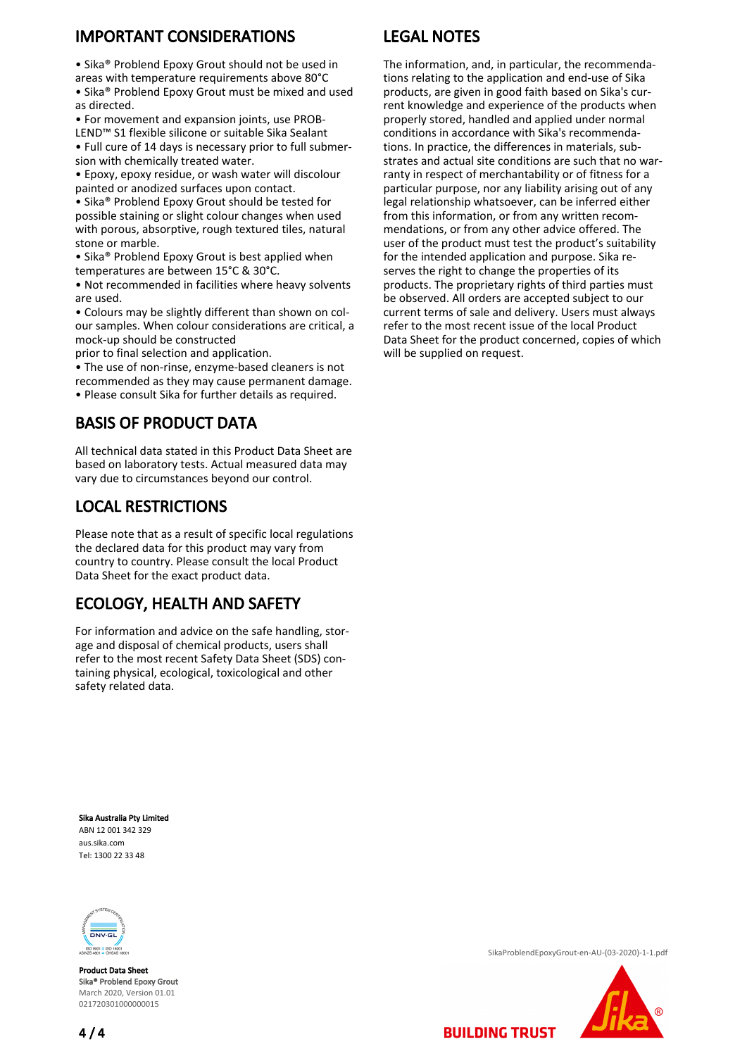## IMPORTANT CONSIDERATIONS

- Sika® Problend Epoxy Grout should not be used in areas with temperature requirements above 80°C
- Sika® Problend Epoxy Grout must be mixed and used as directed.
- For movement and expansion joints, use PROBLEND™ S1 flexible silicone or suitable Sika Sealant
- Full cure of 14 days is necessary prior to full submersion with chemically treated water.
- Epoxy, epoxy residue, or wash water will discolour painted or anodized surfaces upon contact.
- Sika® Problend Epoxy Grout should be tested for possible staining or slight colour changes when used with porous, absorptive, rough textured tiles, natural stone or marble.
- Sika® Problend Epoxy Grout is best applied when temperatures are between 15°C & 30°C.
- Not recommended in facilities where heavy solvents are used.
- Colours may be slightly different than shown on colour samples. When colour considerations are critical, a mock-up should be constructed prior to final selection and application.
- The use of non-rinse, enzyme-based cleaners is not recommended as they may cause permanent damage.
- Please consult Sika for further details as required.

## BASIS OF PRODUCT DATA

All technical data stated in this Product Data Sheet are based on laboratory tests. Actual measured data may vary due to circumstances beyond our control.

## LOCAL RESTRICTIONS

Please note that as a result of specific local regulations the declared data for this product may vary from country to country. Please consult the local Product Data Sheet for the exact product data.

## ECOLOGY, HEALTH AND SAFETY

For information and advice on the safe handling, storage and disposal of chemical products, users shall refer to the most recent Safety Data Sheet (SDS) containing physical, ecological, toxicological and other safety related data.

## LEGAL NOTES

The information, and, in particular, the recommendations relating to the application and end-use of Sika products, are given in good faith based on Sika's current knowledge and experience of the products when properly stored, handled and applied under normal conditions in accordance with Sika's recommendations. In practice, the differences in materials, substrates and actual site conditions are such that no warranty in respect of merchantability or of fitness for a particular purpose, nor any liability arising out of any legal relationship whatsoever, can be inferred either from this information, or from any written recommendations, or from any other advice offered. The user of the product must test the product's suitability for the intended application and purpose. Sika reserves the right to change the properties of its products. The proprietary rights of third parties must be observed. All orders are accepted subject to our current terms of sale and delivery. Users must always refer to the most recent issue of the local Product Data Sheet for the product concerned, copies of which will be supplied on request.

**Sika Australia Pty Limited**
ABN 12 001 342 329
aus.sika.com
Tel: 1300 22 33 48

**Product Data Sheet**
**Sika® Problend Epoxy Grout**
March 2020, Version 01.01
021720301000000015

SikaProblendEpoxyGrout-en-AU-(03-2020)-1-1.pdf

BUILDING TRUST